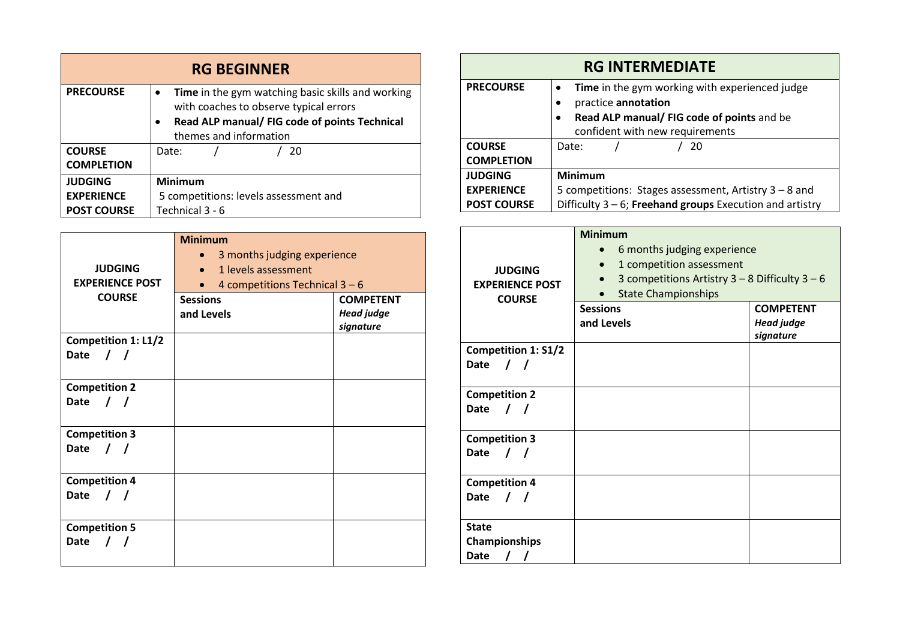## RG BEGINNER

| | |
|---|---|
| **PRECOURSE** | • **Time** in the gym watching basic skills and working with coaches to observe typical errors<br>• **Read ALP manual/ FIG code of points Technical** themes and information |
| **COURSE COMPLETION** | Date: / / 20 |
| **JUDGING EXPERIENCE POST COURSE** | **Minimum**<br>5 competitions: levels assessment and Technical 3 - 6 |

| **JUDGING EXPERIENCE POST COURSE** | **Minimum**<br>• 3 months judging experience<br>• 1 levels assessment<br>• 4 competitions Technical 3 – 6 | |
|---|---|---|
| | **Sessions and Levels** | **COMPETENT** ***Head judge signature*** |
| **Competition 1: L1/2**<br>**Date / /** | | |
| **Competition 2**<br>**Date / /** | | |
| **Competition 3**<br>**Date / /** | | |
| **Competition 4**<br>**Date / /** | | |
| **Competition 5**<br>**Date / /** | | |

## RG INTERMEDIATE

| | |
|---|---|
| **PRECOURSE** | • **Time** in the gym working with experienced judge<br>• practice **annotation**<br>• **Read ALP manual/ FIG code of points** and be confident with new requirements |
| **COURSE COMPLETION** | Date: / / 20 |
| **JUDGING EXPERIENCE POST COURSE** | **Minimum**<br>5 competitions: Stages assessment, Artistry 3 – 8 and Difficulty 3 – 6; **Freehand groups** Execution and artistry |

| **JUDGING EXPERIENCE POST COURSE** | **Minimum**<br>• 6 months judging experience<br>• 1 competition assessment<br>• 3 competitions Artistry 3 – 8 Difficulty 3 – 6<br>• State Championships | |
|---|---|---|
| | **Sessions and Levels** | **COMPETENT** ***Head judge signature*** |
| **Competition 1: S1/2**<br>**Date / /** | | |
| **Competition 2**<br>**Date / /** | | |
| **Competition 3**<br>**Date / /** | | |
| **Competition 4**<br>**Date / /** | | |
| **State Championships**<br>**Date / /** | | |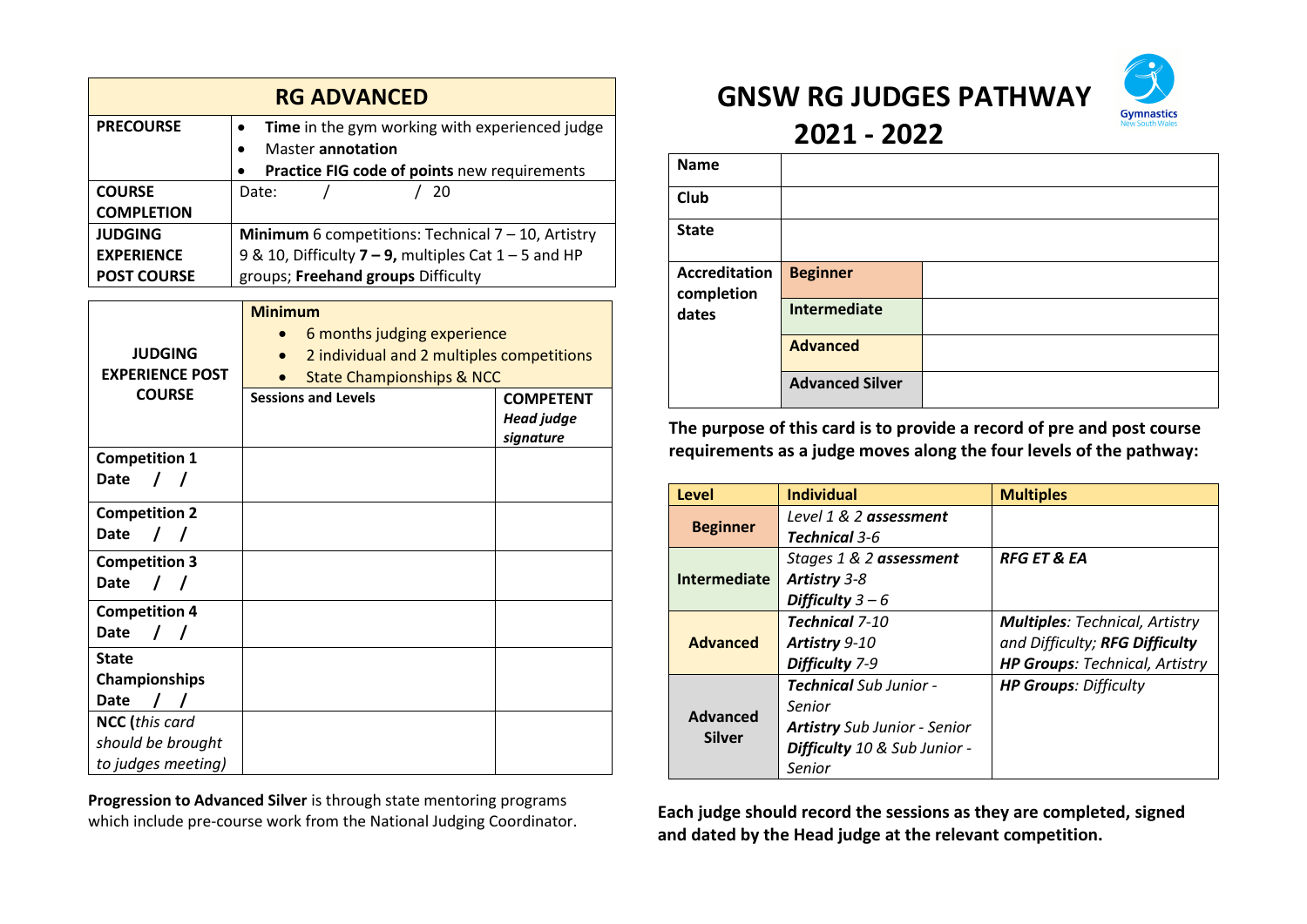| RG ADVANCED | |
|---|---|
| **PRECOURSE** | • **Time** in the gym working with experienced judge<br>• Master **annotation**<br>• **Practice FIG code of points** new requirements |
| **COURSE COMPLETION** | Date: / / 20 |
| **JUDGING EXPERIENCE POST COURSE** | **Minimum** 6 competitions: Technical 7 – 10, Artistry 9 & 10, Difficulty **7 – 9,** multiples Cat 1 – 5 and HP groups; **Freehand groups** Difficulty |

| **JUDGING EXPERIENCE POST COURSE** | **Minimum**<br>• 6 months judging experience<br>• 2 individual and 2 multiples competitions<br>• State Championships & NCC | |
|---|---|---|
| | **Sessions and Levels** | **COMPETENT** ***Head judge signature*** |
| **Competition 1** **Date / /** | | |
| **Competition 2** **Date / /** | | |
| **Competition 3** **Date / /** | | |
| **Competition 4** **Date / /** | | |
| **State Championships** **Date / /** | | |
| **NCC (***this card should be brought to judges meeting)* | | |

**Progression to Advanced Silver** is through state mentoring programs which include pre-course work from the National Judging Coordinator.

# GNSW RG JUDGES PATHWAY 2021 - 2022

| | | |
|---|---|---|
| **Name** | | |
| **Club** | | |
| **State** | | |
| **Accreditation completion dates** | **Beginner** | |
| | **Intermediate** | |
| | **Advanced** | |
| | **Advanced Silver** | |

**The purpose of this card is to provide a record of pre and post course requirements as a judge moves along the four levels of the pathway:**

| Level | Individual | Multiples |
|---|---|---|
| **Beginner** | *Level 1 & 2* ***assessment*** ***Technical*** *3-6* | |
| **Intermediate** | *Stages 1 & 2* ***assessment*** ***Artistry*** *3-8* ***Difficulty*** *3 – 6* | ***RFG ET & EA*** |
| **Advanced** | ***Technical*** *7-10* ***Artistry*** *9-10* ***Difficulty*** *7-9* | ***Multiples****: Technical, Artistry and Difficulty;* ***RFG Difficulty*** ***HP Groups****: Technical, Artistry* |
| **Advanced Silver** | ***Technical*** *Sub Junior - Senior* ***Artistry*** *Sub Junior - Senior* ***Difficulty*** *10 & Sub Junior - Senior* | ***HP Groups****: Difficulty* |

**Each judge should record the sessions as they are completed, signed and dated by the Head judge at the relevant competition.**